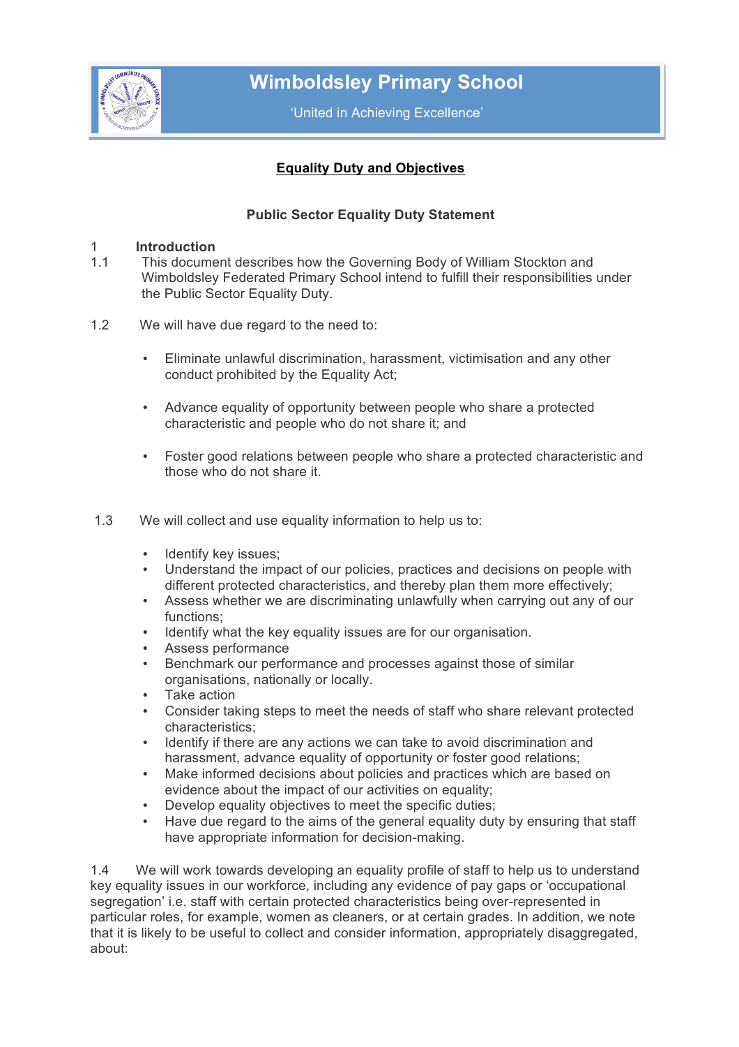# Wimboldsley Primary School

'United in Achieving Excellence'

## Equality Duty and Objectives

### Public Sector Equality Duty Statement

**1 Introduction**

1.1 This document describes how the Governing Body of William Stockton and Wimboldsley Federated Primary School intend to fulfill their responsibilities under the Public Sector Equality Duty.

1.2 We will have due regard to the need to:

- Eliminate unlawful discrimination, harassment, victimisation and any other conduct prohibited by the Equality Act;
- Advance equality of opportunity between people who share a protected characteristic and people who do not share it; and
- Foster good relations between people who share a protected characteristic and those who do not share it.

1.3 We will collect and use equality information to help us to:

- Identify key issues;
- Understand the impact of our policies, practices and decisions on people with different protected characteristics, and thereby plan them more effectively;
- Assess whether we are discriminating unlawfully when carrying out any of our functions;
- Identify what the key equality issues are for our organisation.
- Assess performance
- Benchmark our performance and processes against those of similar organisations, nationally or locally.
- Take action
- Consider taking steps to meet the needs of staff who share relevant protected characteristics;
- Identify if there are any actions we can take to avoid discrimination and harassment, advance equality of opportunity or foster good relations;
- Make informed decisions about policies and practices which are based on evidence about the impact of our activities on equality;
- Develop equality objectives to meet the specific duties;
- Have due regard to the aims of the general equality duty by ensuring that staff have appropriate information for decision-making.

1.4 We will work towards developing an equality profile of staff to help us to understand key equality issues in our workforce, including any evidence of pay gaps or 'occupational segregation' i.e. staff with certain protected characteristics being over-represented in particular roles, for example, women as cleaners, or at certain grades. In addition, we note that it is likely to be useful to collect and consider information, appropriately disaggregated, about: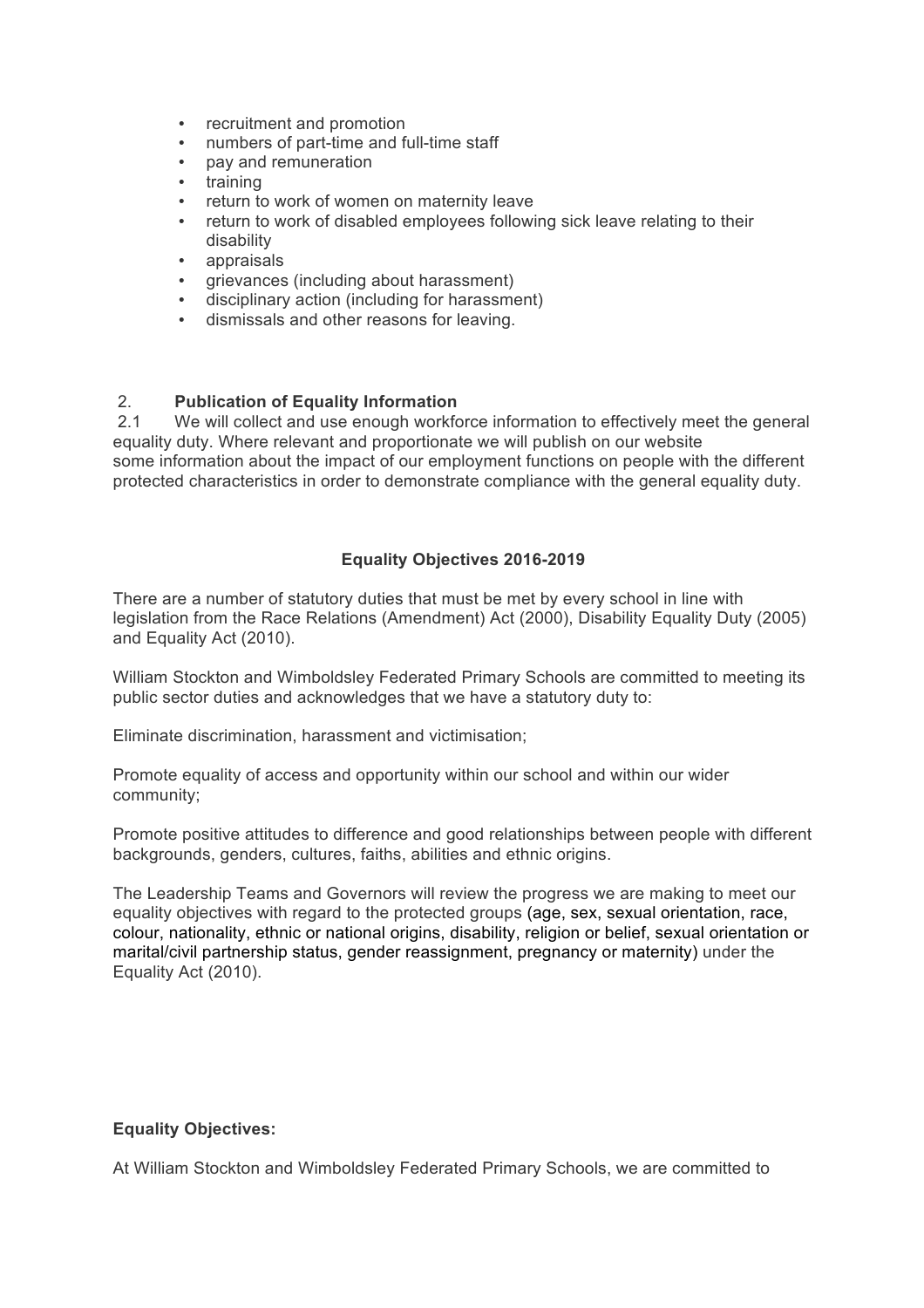- recruitment and promotion
- numbers of part-time and full-time staff
- pay and remuneration
- training
- return to work of women on maternity leave
- return to work of disabled employees following sick leave relating to their disability
- appraisals
- grievances (including about harassment)
- disciplinary action (including for harassment)
- dismissals and other reasons for leaving.

## 2. Publication of Equality Information

2.1 We will collect and use enough workforce information to effectively meet the general equality duty. Where relevant and proportionate we will publish on our website some information about the impact of our employment functions on people with the different protected characteristics in order to demonstrate compliance with the general equality duty.

## Equality Objectives 2016-2019

There are a number of statutory duties that must be met by every school in line with legislation from the Race Relations (Amendment) Act (2000), Disability Equality Duty (2005) and Equality Act (2010).

William Stockton and Wimboldsley Federated Primary Schools are committed to meeting its public sector duties and acknowledges that we have a statutory duty to:

Eliminate discrimination, harassment and victimisation;

Promote equality of access and opportunity within our school and within our wider community;

Promote positive attitudes to difference and good relationships between people with different backgrounds, genders, cultures, faiths, abilities and ethnic origins.

The Leadership Teams and Governors will review the progress we are making to meet our equality objectives with regard to the protected groups (age, sex, sexual orientation, race, colour, nationality, ethnic or national origins, disability, religion or belief, sexual orientation or marital/civil partnership status, gender reassignment, pregnancy or maternity) under the Equality Act (2010).

**Equality Objectives:**

At William Stockton and Wimboldsley Federated Primary Schools, we are committed to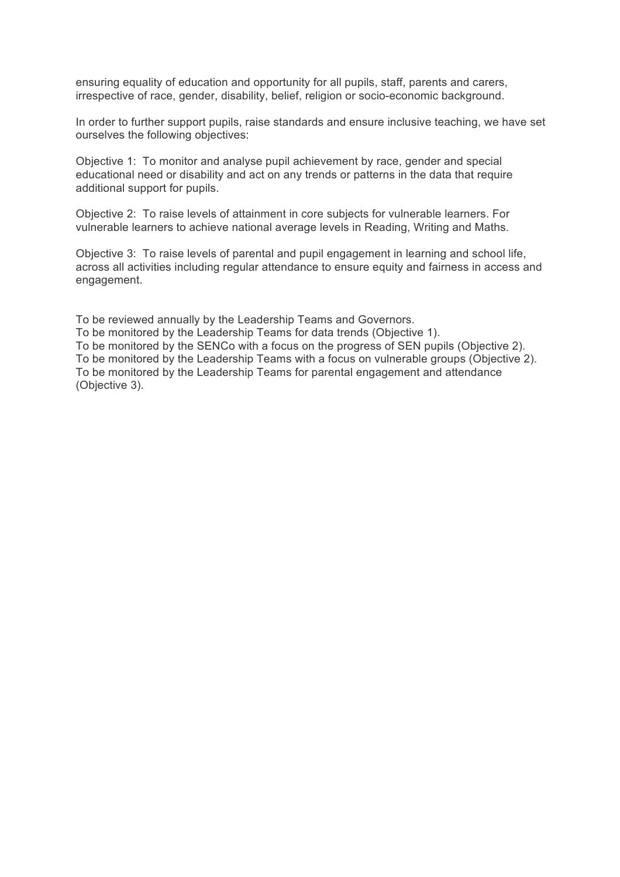ensuring equality of education and opportunity for all pupils, staff, parents and carers, irrespective of race, gender, disability, belief, religion or socio-economic background.

In order to further support pupils, raise standards and ensure inclusive teaching, we have set ourselves the following objectives:

Objective 1: To monitor and analyse pupil achievement by race, gender and special educational need or disability and act on any trends or patterns in the data that require additional support for pupils.

Objective 2: To raise levels of attainment in core subjects for vulnerable learners. For vulnerable learners to achieve national average levels in Reading, Writing and Maths.

Objective 3: To raise levels of parental and pupil engagement in learning and school life, across all activities including regular attendance to ensure equity and fairness in access and engagement.

To be reviewed annually by the Leadership Teams and Governors.
To be monitored by the Leadership Teams for data trends (Objective 1).
To be monitored by the SENCo with a focus on the progress of SEN pupils (Objective 2).
To be monitored by the Leadership Teams with a focus on vulnerable groups (Objective 2).
To be monitored by the Leadership Teams for parental engagement and attendance (Objective 3).